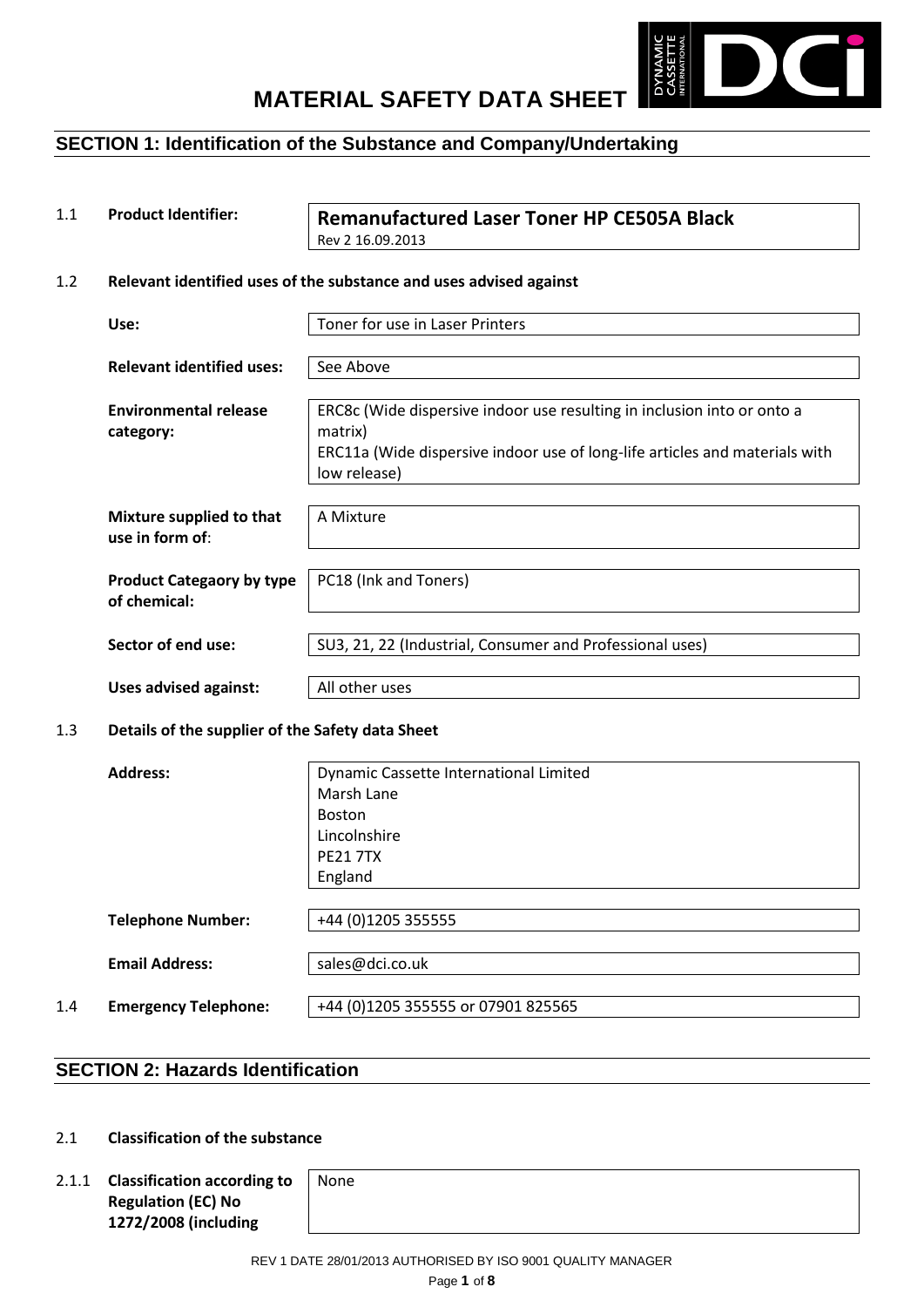# MATERIAL SAFETY DATA SHEET

## SECTION 1: Identification of the Substance and Company/Undertaking

| | | |
|---|---|---|
| 1.1 | **Product Identifier:** | **Remanufactured Laser Toner HP CE505A Black**<br>Rev 2 16.09.2013 |

1.2 **Relevant identified uses of the substance and uses advised against**

| | |
|---|---|
| **Use:** | Toner for use in Laser Printers |
| **Relevant identified uses:** | See Above |
| **Environmental release category:** | ERC8c (Wide dispersive indoor use resulting in inclusion into or onto a matrix)<br>ERC11a (Wide dispersive indoor use of long-life articles and materials with low release) |
| **Mixture supplied to that use in form of**: | A Mixture |
| **Product Categaory by type of chemical:** | PC18 (Ink and Toners) |
| **Sector of end use:** | SU3, 21, 22 (Industrial, Consumer and Professional uses) |
| **Uses advised against:** | All other uses |

1.3 **Details of the supplier of the Safety data Sheet**

| | |
|---|---|
| **Address:** | Dynamic Cassette International Limited<br>Marsh Lane<br>Boston<br>Lincolnshire<br>PE21 7TX<br>England |
| **Telephone Number:** | +44 (0)1205 355555 |
| **Email Address:** | sales@dci.co.uk |

| | | |
|---|---|---|
| 1.4 | **Emergency Telephone:** | +44 (0)1205 355555 or 07901 825565 |

## SECTION 2: Hazards Identification

2.1 **Classification of the substance**

| | | |
|---|---|---|
| 2.1.1 | **Classification according to Regulation (EC) No 1272/2008 (including** | None |

REV 1 DATE 28/01/2013 AUTHORISED BY ISO 9001 QUALITY MANAGER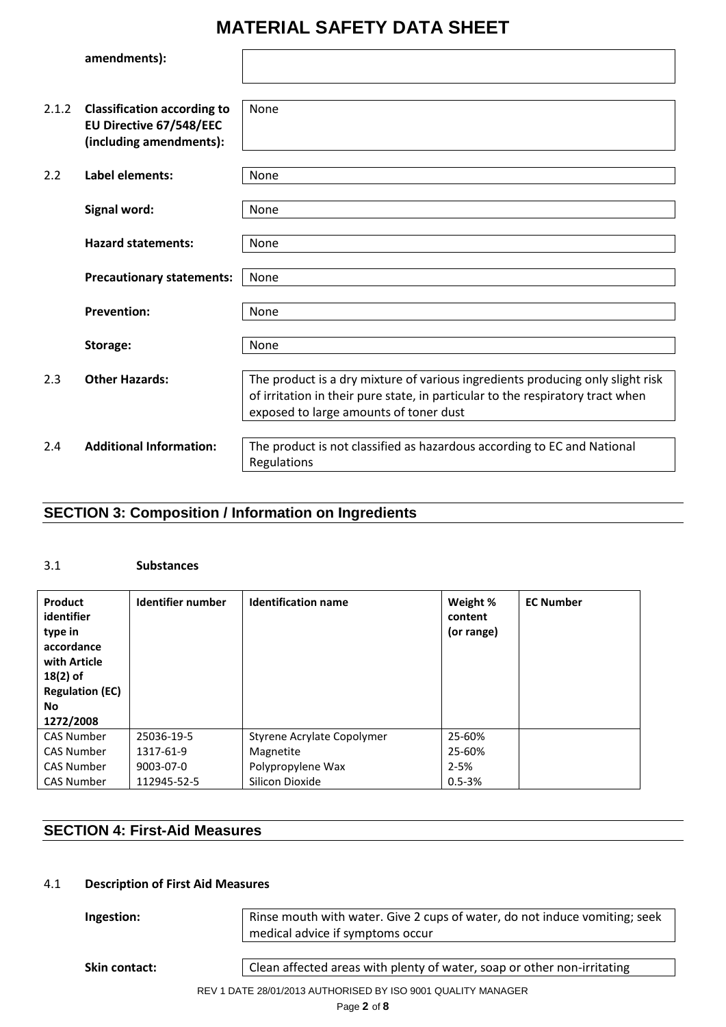**amendments):**

2.1.2 **Classification according to EU Directive 67/548/EEC (including amendments):** None

2.2 **Label elements:** None

**Signal word:** None

**Hazard statements:** None

**Precautionary statements:** None

**Prevention:** None

**Storage:** None

2.3 **Other Hazards:** The product is a dry mixture of various ingredients producing only slight risk of irritation in their pure state, in particular to the respiratory tract when exposed to large amounts of toner dust

2.4 **Additional Information:** The product is not classified as hazardous according to EC and National Regulations

## SECTION 3: Composition / Information on Ingredients

3.1 **Substances**

| Product identifier type in accordance with Article 18(2) of Regulation (EC) No 1272/2008 | Identifier number | Identification name | Weight % content (or range) | EC Number |
|---|---|---|---|---|
| CAS Number | 25036-19-5 | Styrene Acrylate Copolymer | 25-60% | |
| CAS Number | 1317-61-9 | Magnetite | 25-60% | |
| CAS Number | 9003-07-0 | Polypropylene Wax | 2-5% | |
| CAS Number | 112945-52-5 | Silicon Dioxide | 0.5-3% | |

## SECTION 4: First-Aid Measures

4.1 **Description of First Aid Measures**

**Ingestion:** Rinse mouth with water. Give 2 cups of water, do not induce vomiting; seek medical advice if symptoms occur

**Skin contact:** Clean affected areas with plenty of water, soap or other non-irritating

REV 1 DATE 28/01/2013 AUTHORISED BY ISO 9001 QUALITY MANAGER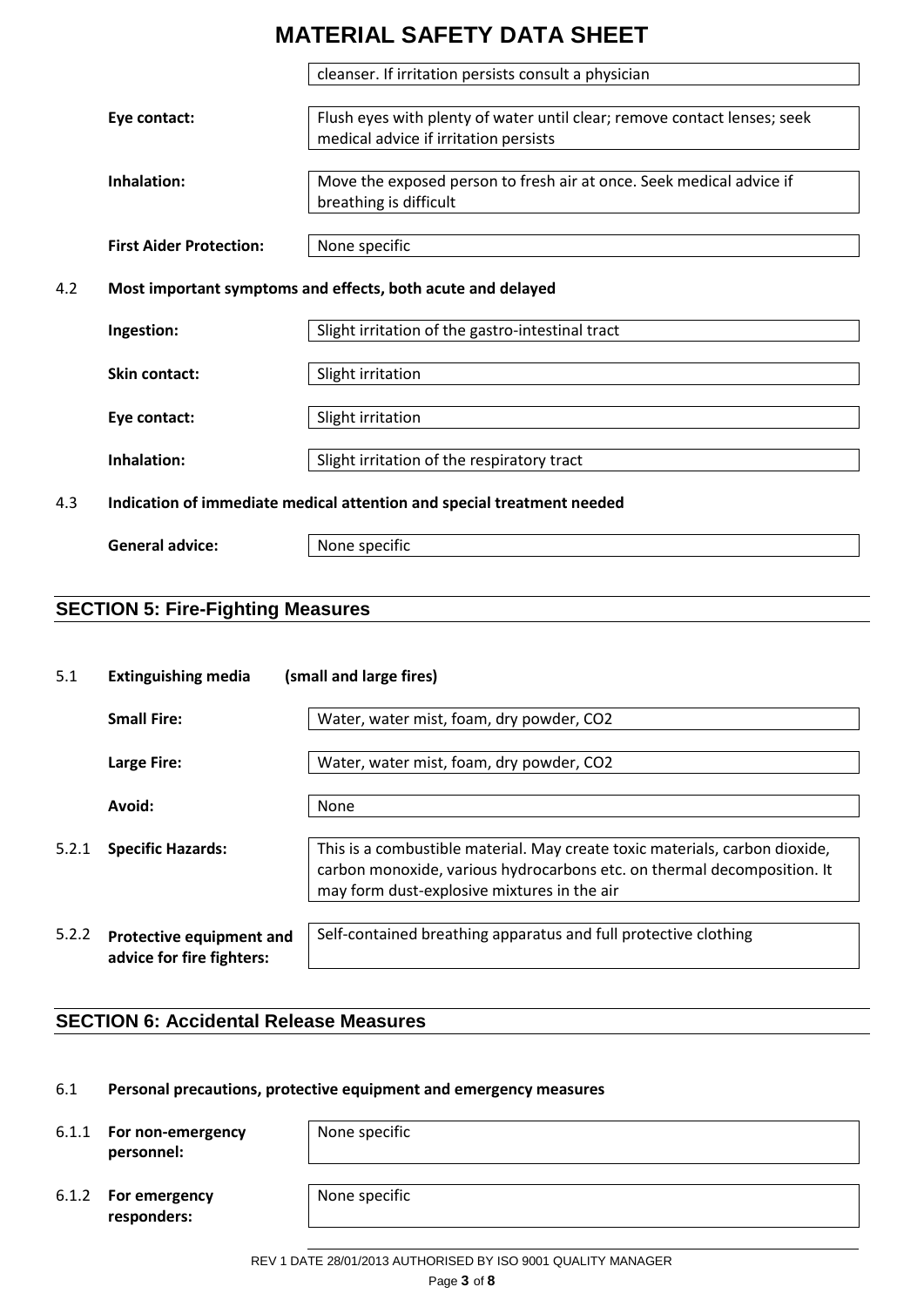cleanser. If irritation persists consult a physician

| | |
|---|---|
| **Eye contact:** | Flush eyes with plenty of water until clear; remove contact lenses; seek medical advice if irritation persists |
| **Inhalation:** | Move the exposed person to fresh air at once. Seek medical advice if breathing is difficult |
| **First Aider Protection:** | None specific |

4.2 **Most important symptoms and effects, both acute and delayed**

| | |
|---|---|
| **Ingestion:** | Slight irritation of the gastro-intestinal tract |
| **Skin contact:** | Slight irritation |
| **Eye contact:** | Slight irritation |
| **Inhalation:** | Slight irritation of the respiratory tract |

4.3 **Indication of immediate medical attention and special treatment needed**

| | |
|---|---|
| **General advice:** | None specific |

## SECTION 5: Fire-Fighting Measures

5.1 **Extinguishing media (small and large fires)**

| | |
|---|---|
| **Small Fire:** | Water, water mist, foam, dry powder, $CO_2$ |
| **Large Fire:** | Water, water mist, foam, dry powder, $CO_2$ |
| **Avoid:** | None |

| | |
|---|---|
| 5.2.1 **Specific Hazards:** | This is a combustible material. May create toxic materials, carbon dioxide, carbon monoxide, various hydrocarbons etc. on thermal decomposition. It may form dust-explosive mixtures in the air |
| 5.2.2 **Protective equipment and advice for fire fighters:** | Self-contained breathing apparatus and full protective clothing |

## SECTION 6: Accidental Release Measures

6.1 **Personal precautions, protective equipment and emergency measures**

| | |
|---|---|
| 6.1.1 **For non-emergency personnel:** | None specific |
| 6.1.2 **For emergency responders:** | None specific |

REV 1 DATE 28/01/2013 AUTHORISED BY ISO 9001 QUALITY MANAGER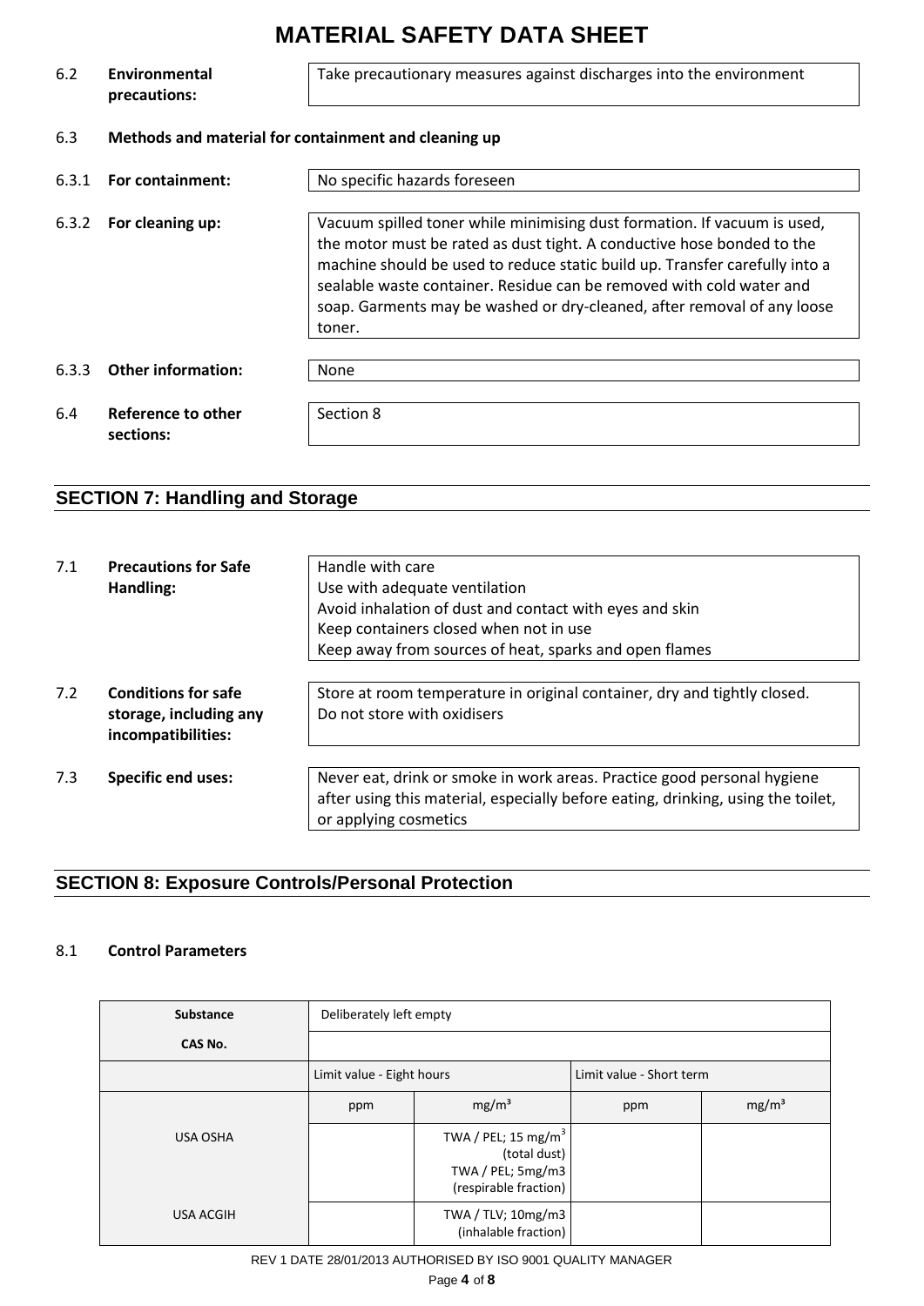6.2 **Environmental precautions:** Take precautionary measures against discharges into the environment

6.3 **Methods and material for containment and cleaning up**

6.3.1 **For containment:** No specific hazards foreseen

6.3.2 **For cleaning up:** Vacuum spilled toner while minimising dust formation. If vacuum is used, the motor must be rated as dust tight. A conductive hose bonded to the machine should be used to reduce static build up. Transfer carefully into a sealable waste container. Residue can be removed with cold water and soap. Garments may be washed or dry-cleaned, after removal of any loose toner.

6.3.3 **Other information:** None

6.4 **Reference to other sections:** Section 8

## SECTION 7: Handling and Storage

7.1 **Precautions for Safe Handling:**
Handle with care
Use with adequate ventilation
Avoid inhalation of dust and contact with eyes and skin
Keep containers closed when not in use
Keep away from sources of heat, sparks and open flames

7.2 **Conditions for safe storage, including any incompatibilities:**
Store at room temperature in original container, dry and tightly closed.
Do not store with oxidisers

7.3 **Specific end uses:** Never eat, drink or smoke in work areas. Practice good personal hygiene after using this material, especially before eating, drinking, using the toilet, or applying cosmetics

## SECTION 8: Exposure Controls/Personal Protection

8.1 **Control Parameters**

| **Substance** | Deliberately left empty | | | |
|---|---|---|---|---|
| **CAS No.** | | | | |
| | Limit value - Eight hours | | Limit value - Short term | |
| | ppm | mg/m³ | ppm | mg/m³ |
| USA OSHA | | TWA / PEL; 15 mg/m³ (total dust) TWA / PEL; 5mg/m3 (respirable fraction) | | |
| USA ACGIH | | TWA / TLV; 10mg/m3 (inhalable fraction) | | |

REV 1 DATE 28/01/2013 AUTHORISED BY ISO 9001 QUALITY MANAGER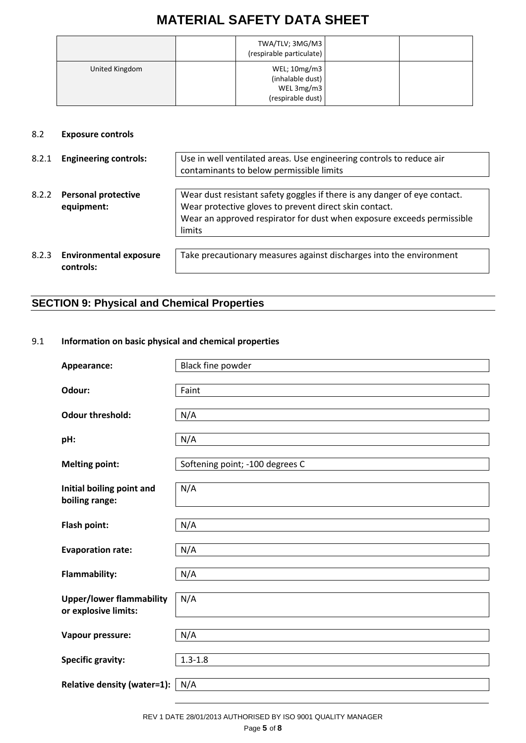| | | | | |
|---|---|---|---|---|
| | | TWA/TLV; 3MG/M3 (respirable particulate) | | |
| United Kingdom | | WEL; 10mg/m3 (inhalable dust) WEL 3mg/m3 (respirable dust) | | |

8.2 **Exposure controls**

| | |
|---|---|
| 8.2.1 **Engineering controls:** | Use in well ventilated areas. Use engineering controls to reduce air contaminants to below permissible limits |
| 8.2.2 **Personal protective equipment:** | Wear dust resistant safety goggles if there is any danger of eye contact. Wear protective gloves to prevent direct skin contact. Wear an approved respirator for dust when exposure exceeds permissible limits |
| 8.2.3 **Environmental exposure controls:** | Take precautionary measures against discharges into the environment |

## SECTION 9: Physical and Chemical Properties

9.1 **Information on basic physical and chemical properties**

| | |
|---|---|
| **Appearance:** | Black fine powder |
| **Odour:** | Faint |
| **Odour threshold:** | N/A |
| **pH:** | N/A |
| **Melting point:** | Softening point; -100 degrees C |
| **Initial boiling point and boiling range:** | N/A |
| **Flash point:** | N/A |
| **Evaporation rate:** | N/A |
| **Flammability:** | N/A |
| **Upper/lower flammability or explosive limits:** | N/A |
| **Vapour pressure:** | N/A |
| **Specific gravity:** | 1.3-1.8 |
| **Relative density (water=1):** | N/A |

REV 1 DATE 28/01/2013 AUTHORISED BY ISO 9001 QUALITY MANAGER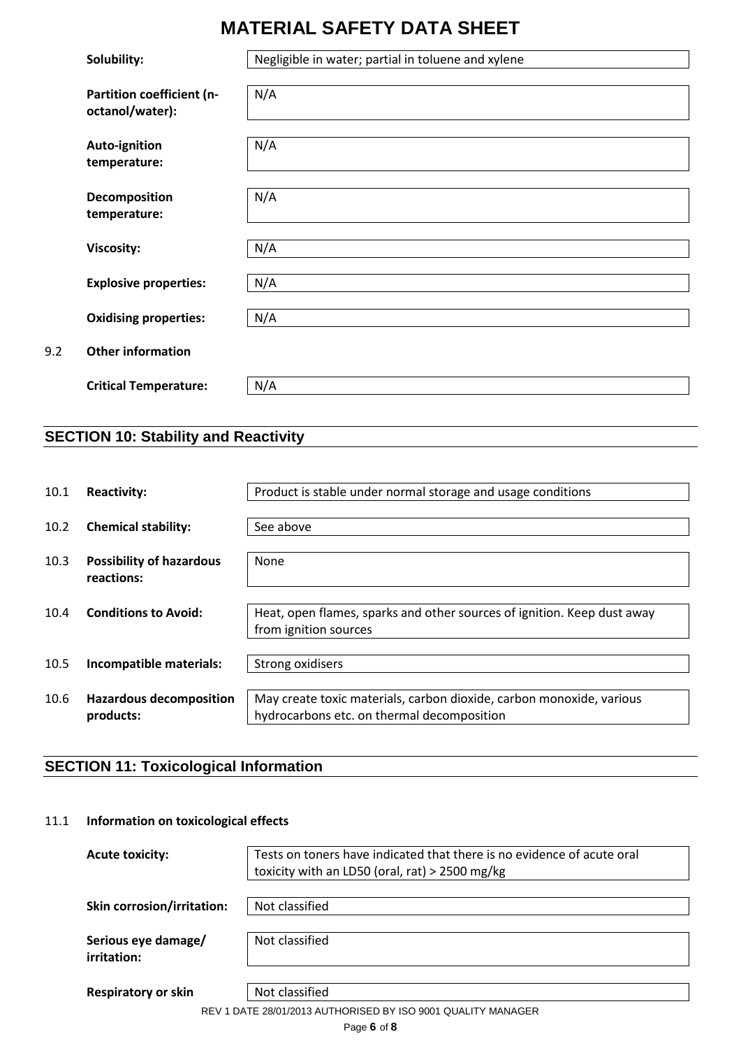| | |
|---|---|
| **Solubility:** | Negligible in water; partial in toluene and xylene |
| **Partition coefficient (n-octanol/water):** | N/A |
| **Auto-ignition temperature:** | N/A |
| **Decomposition temperature:** | N/A |
| **Viscosity:** | N/A |
| **Explosive properties:** | N/A |
| **Oxidising properties:** | N/A |

9.2 **Other information**

| | |
|---|---|
| **Critical Temperature:** | N/A |

## SECTION 10: Stability and Reactivity

| | | |
|---|---|---|
| 10.1 | **Reactivity:** | Product is stable under normal storage and usage conditions |
| 10.2 | **Chemical stability:** | See above |
| 10.3 | **Possibility of hazardous reactions:** | None |
| 10.4 | **Conditions to Avoid:** | Heat, open flames, sparks and other sources of ignition. Keep dust away from ignition sources |
| 10.5 | **Incompatible materials:** | Strong oxidisers |
| 10.6 | **Hazardous decomposition products:** | May create toxic materials, carbon dioxide, carbon monoxide, various hydrocarbons etc. on thermal decomposition |

## SECTION 11: Toxicological Information

11.1 **Information on toxicological effects**

| | |
|---|---|
| **Acute toxicity:** | Tests on toners have indicated that there is no evidence of acute oral toxicity with an LD50 (oral, rat) > 2500 mg/kg |
| **Skin corrosion/irritation:** | Not classified |
| **Serious eye damage/ irritation:** | Not classified |
| **Respiratory or skin** | Not classified |

REV 1 DATE 28/01/2013 AUTHORISED BY ISO 9001 QUALITY MANAGER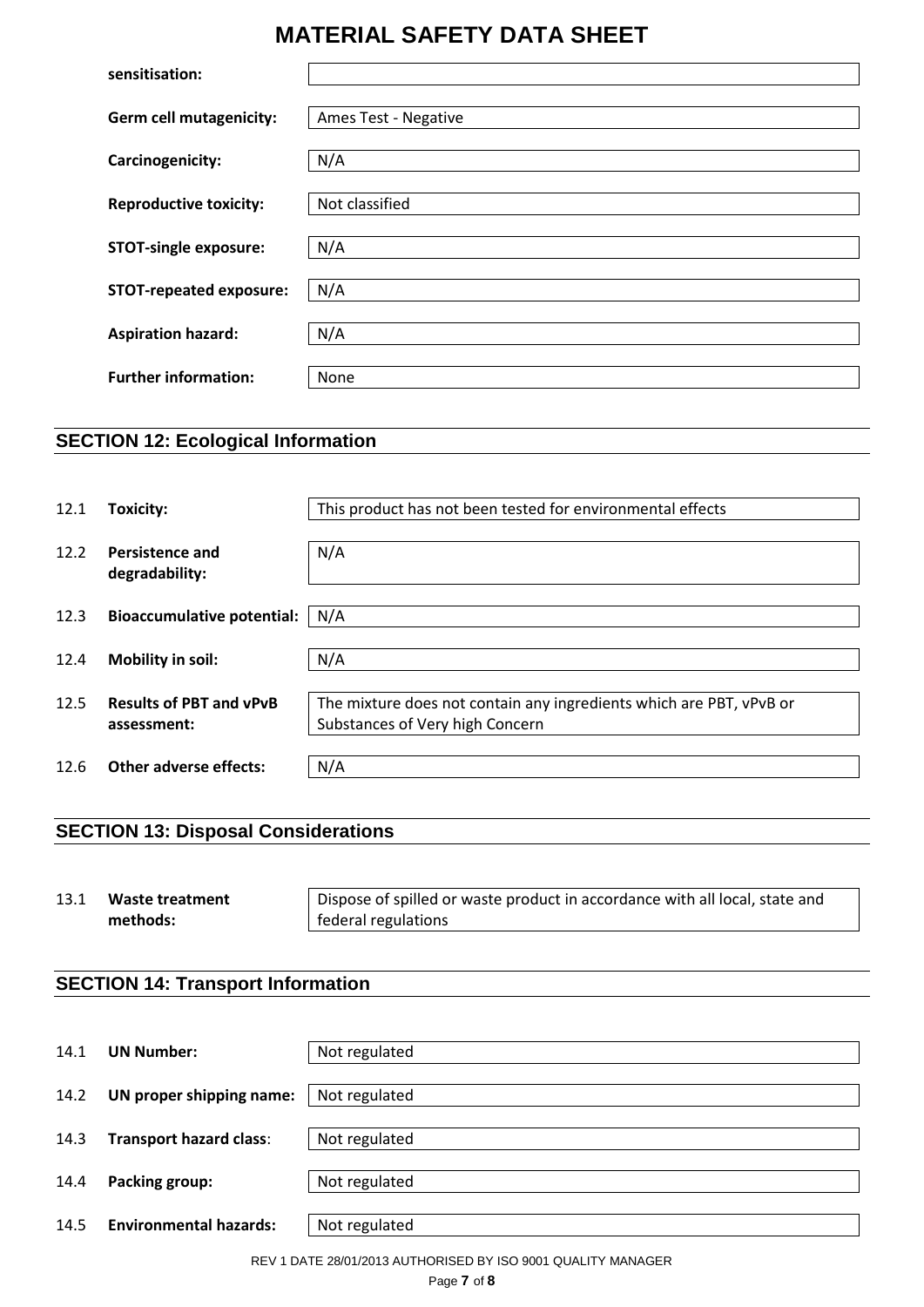| | |
|---|---|
| **sensitisation:** | |
| **Germ cell mutagenicity:** | Ames Test - Negative |
| **Carcinogenicity:** | N/A |
| **Reproductive toxicity:** | Not classified |
| **STOT-single exposure:** | N/A |
| **STOT-repeated exposure:** | N/A |
| **Aspiration hazard:** | N/A |
| **Further information:** | None |

## SECTION 12: Ecological Information

| | | |
|---|---|---|
| 12.1 | **Toxicity:** | This product has not been tested for environmental effects |
| 12.2 | **Persistence and degradability:** | N/A |
| 12.3 | **Bioaccumulative potential:** | N/A |
| 12.4 | **Mobility in soil:** | N/A |
| 12.5 | **Results of PBT and vPvB assessment:** | The mixture does not contain any ingredients which are PBT, vPvB or Substances of Very high Concern |
| 12.6 | **Other adverse effects:** | N/A |

## SECTION 13: Disposal Considerations

| | | |
|---|---|---|
| 13.1 | **Waste treatment methods:** | Dispose of spilled or waste product in accordance with all local, state and federal regulations |

## SECTION 14: Transport Information

| | | |
|---|---|---|
| 14.1 | **UN Number:** | Not regulated |
| 14.2 | **UN proper shipping name:** | Not regulated |
| 14.3 | **Transport hazard class**: | Not regulated |
| 14.4 | **Packing group:** | Not regulated |
| 14.5 | **Environmental hazards:** | Not regulated |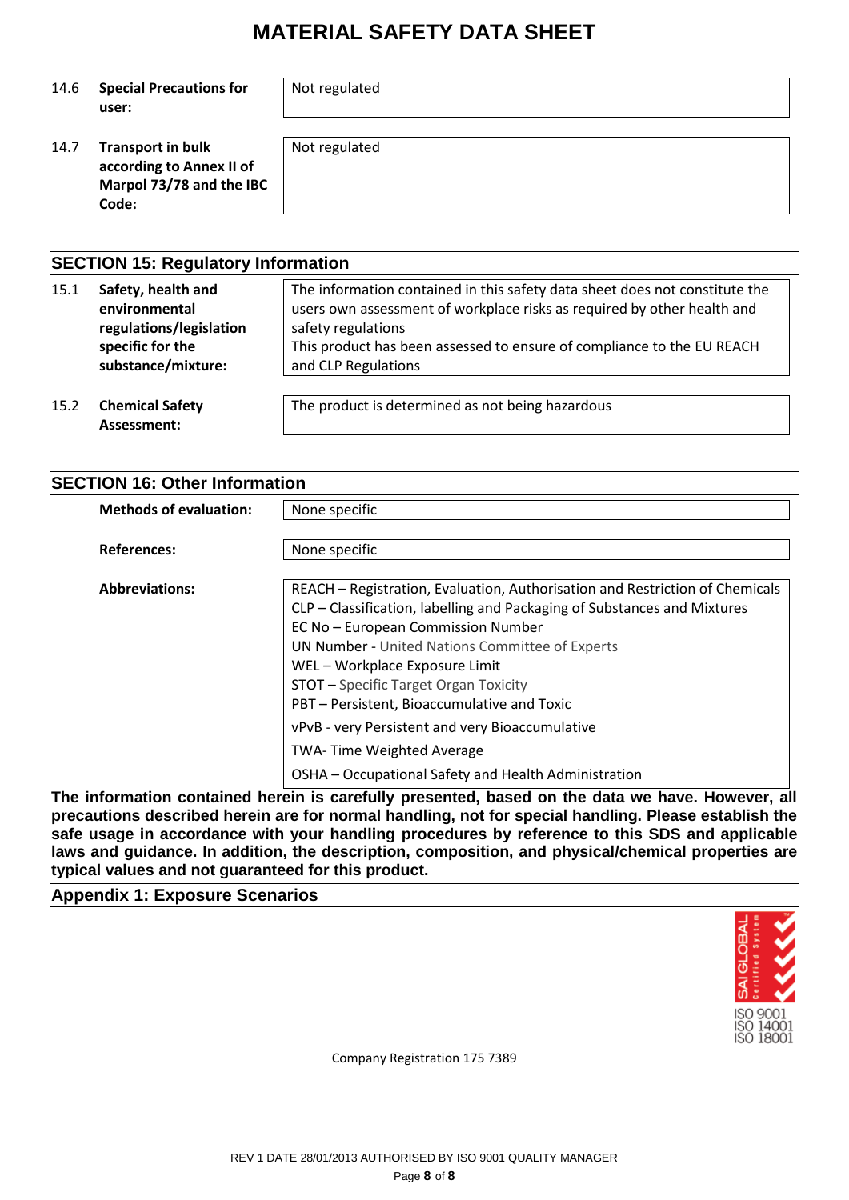| | | |
|---|---|---|
| 14.6 | **Special Precautions for user:** | Not regulated |
| 14.7 | **Transport in bulk according to Annex II of Marpol 73/78 and the IBC Code:** | Not regulated |

## SECTION 15: Regulatory Information

| | | |
|---|---|---|
| 15.1 | **Safety, health and environmental regulations/legislation specific for the substance/mixture:** | The information contained in this safety data sheet does not constitute the users own assessment of workplace risks as required by other health and safety regulations<br>This product has been assessed to ensure of compliance to the EU REACH and CLP Regulations |
| 15.2 | **Chemical Safety Assessment:** | The product is determined as not being hazardous |

## SECTION 16: Other Information

| | |
|---|---|
| **Methods of evaluation:** | None specific |
| **References:** | None specific |
| **Abbreviations:** | REACH – Registration, Evaluation, Authorisation and Restriction of Chemicals<br>CLP – Classification, labelling and Packaging of Substances and Mixtures<br>EC No – European Commission Number<br>UN Number - United Nations Committee of Experts<br>WEL – Workplace Exposure Limit<br>STOT – Specific Target Organ Toxicity<br>PBT – Persistent, Bioaccumulative and Toxic<br>vPvB - very Persistent and very Bioaccumulative<br>TWA- Time Weighted Average<br>OSHA – Occupational Safety and Health Administration |

**The information contained herein is carefully presented, based on the data we have. However, all precautions described herein are for normal handling, not for special handling. Please establish the safe usage in accordance with your handling procedures by reference to this SDS and applicable laws and guidance. In addition, the description, composition, and physical/chemical properties are typical values and not guaranteed for this product.**

## Appendix 1: Exposure Scenarios

SAI GLOBAL Certified System

ISO 9001
ISO 14001
ISO 18001

Company Registration 175 7389

REV 1 DATE 28/01/2013 AUTHORISED BY ISO 9001 QUALITY MANAGER